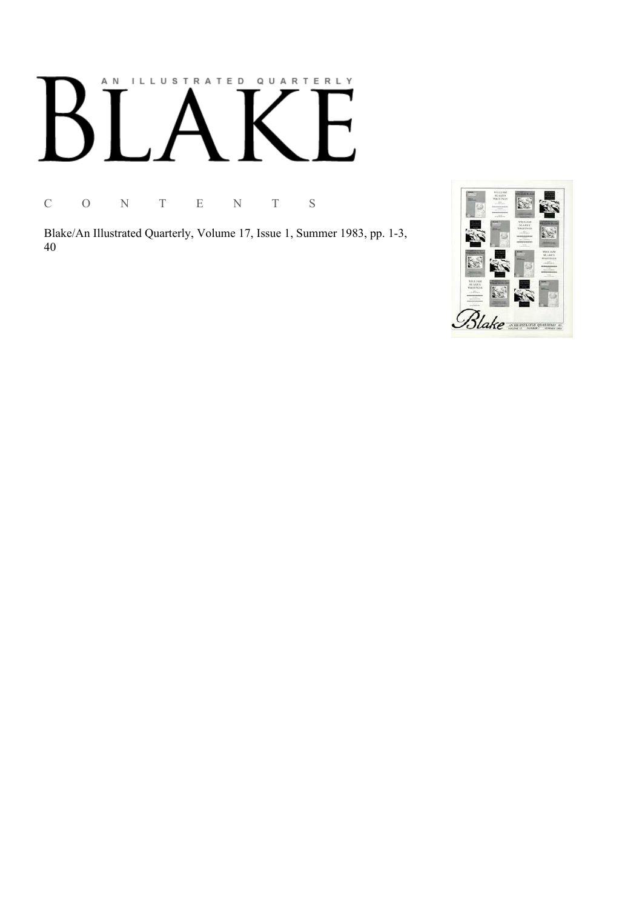AN ILLUSTRATED QUARTERLY

# BLAKE

C O N T E N T S

Blake/An Illustrated Quarterly, Volume 17, Issue 1, Summer 1983, pp. 1-3, 40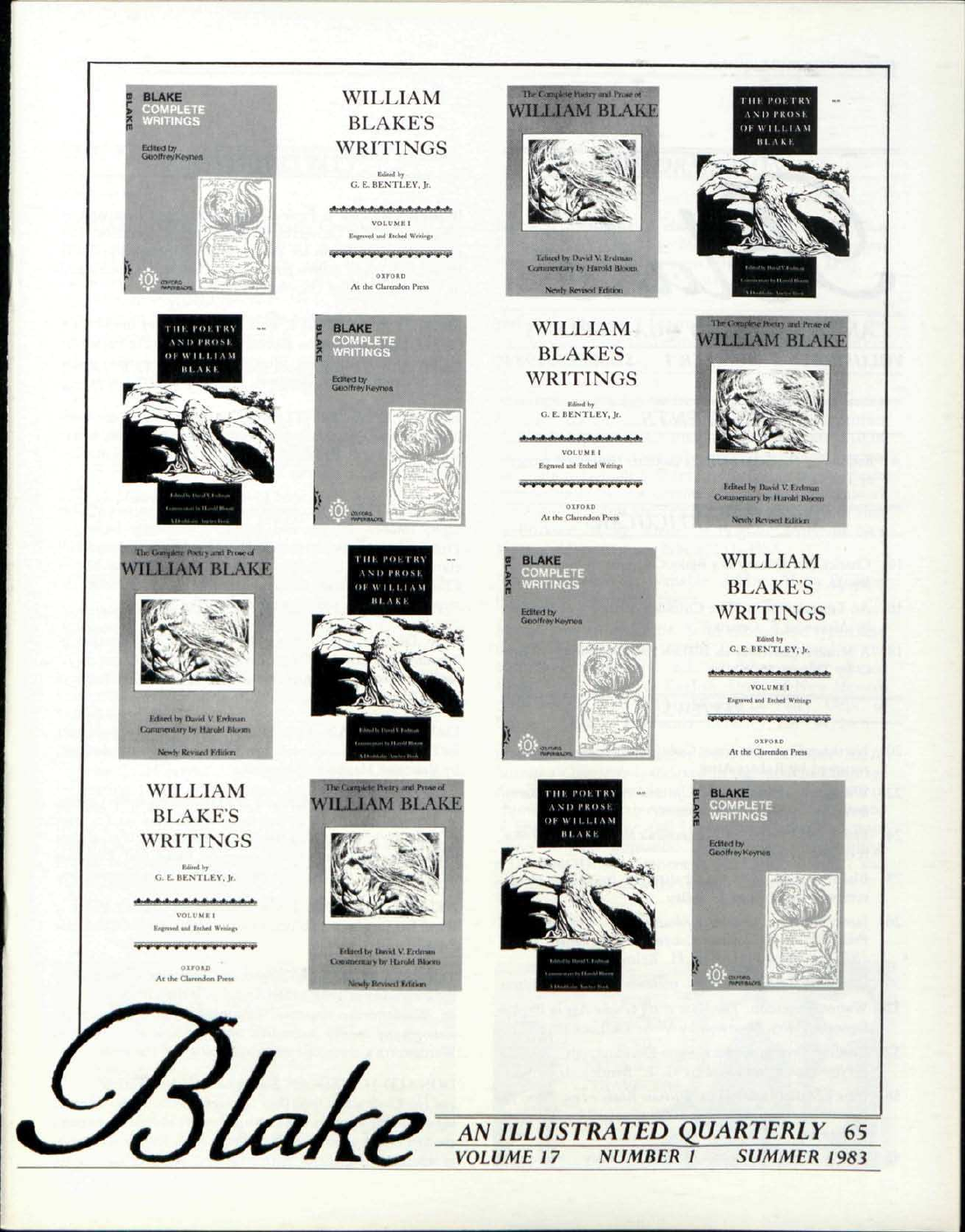# Blake

## AN ILLUSTRATED QUARTERLY 65

VOLUME 17 NUMBER 1 SUMMER 1983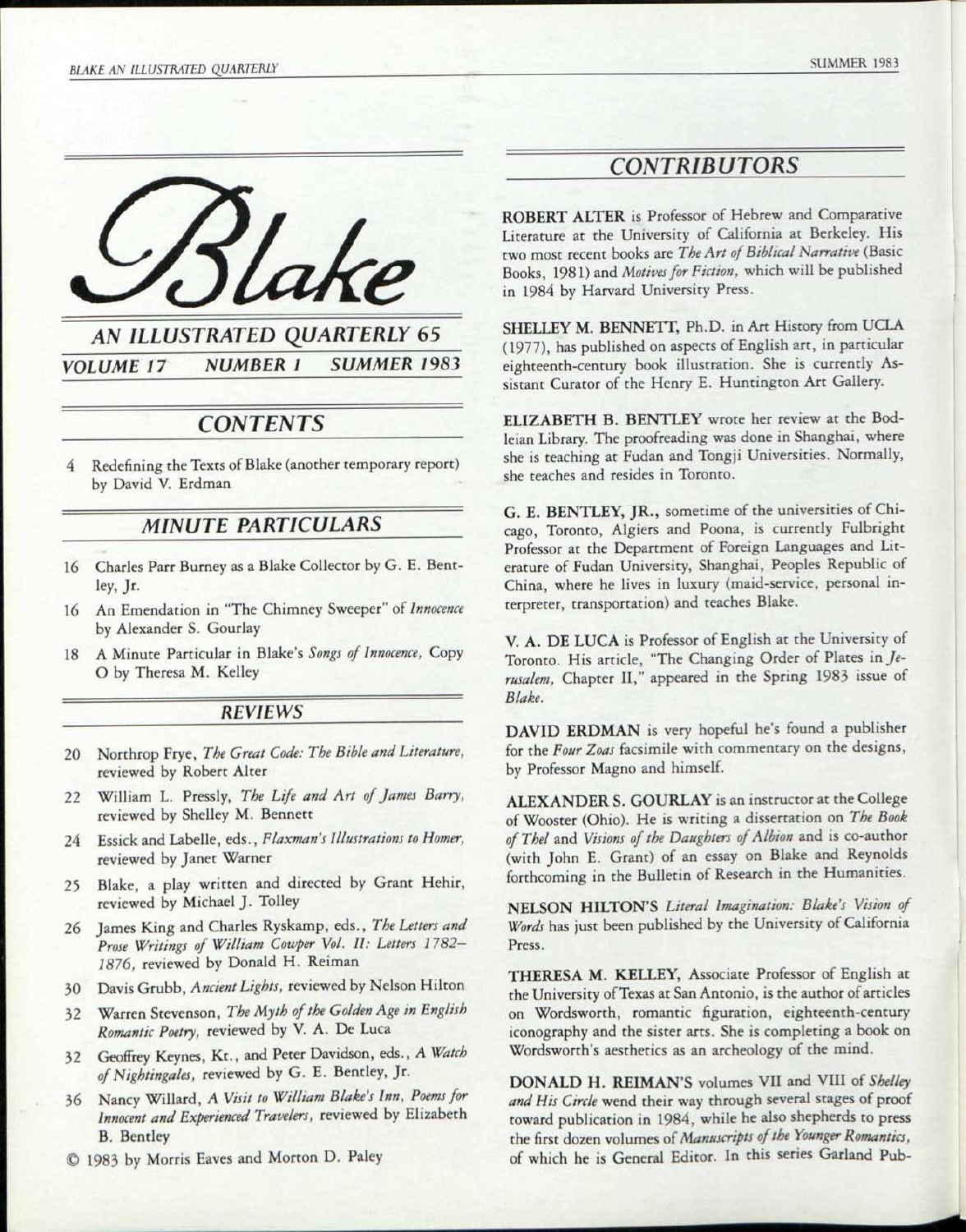# Blake

## AN ILLUSTRATED QUARTERLY 65

**VOLUME 17 NUMBER 1 SUMMER 1983**

## CONTENTS

4 Redefining the Texts of Blake (another temporary report) by David V. Erdman

## MINUTE PARTICULARS

16 Charles Parr Burney as a Blake Collector by G. E. Bentley, Jr.

16 An Emendation in "The Chimney Sweeper" of *Innocence* by Alexander S. Gourlay

18 A Minute Particular in Blake's *Songs of Innocence*, Copy O by Theresa M. Kelley

## REVIEWS

20 Northrop Frye, *The Great Code: The Bible and Literature*, reviewed by Robert Alter

22 William L. Pressly, *The Life and Art of James Barry*, reviewed by Shelley M. Bennett

24 Essick and Labelle, eds., *Flaxman's Illustrations to Homer*, reviewed by Janet Warner

25 Blake, a play written and directed by Grant Hehir, reviewed by Michael J. Tolley

26 James King and Charles Ryskamp, eds., *The Letters and Prose Writings of William Cowper Vol. II: Letters 1782–1876*, reviewed by Donald H. Reiman

30 Davis Grubb, *Ancient Lights*, reviewed by Nelson Hilton

32 Warren Stevenson, *The Myth of the Golden Age in English Romantic Poetry*, reviewed by V. A. De Luca

32 Geoffrey Keynes, Kt., and Peter Davidson, eds., *A Watch of Nightingales*, reviewed by G. E. Bentley, Jr.

36 Nancy Willard, *A Visit to William Blake's Inn, Poems for Innocent and Experienced Travelers*, reviewed by Elizabeth B. Bentley

© 1983 by Morris Eaves and Morton D. Paley

## CONTRIBUTORS

**ROBERT ALTER** is Professor of Hebrew and Comparative Literature at the University of California at Berkeley. His two most recent books are *The Art of Biblical Narrative* (Basic Books, 1981) and *Motives for Fiction*, which will be published in 1984 by Harvard University Press.

**SHELLEY M. BENNETT**, Ph.D. in Art History from UCLA (1977), has published on aspects of English art, in particular eighteenth-century book illustration. She is currently Assistant Curator of the Henry E. Huntington Art Gallery.

**ELIZABETH B. BENTLEY** wrote her review at the Bodleian Library. The proofreading was done in Shanghai, where she is teaching at Fudan and Tongji Universities. Normally, she teaches and resides in Toronto.

**G. E. BENTLEY, JR.**, sometime of the universities of Chicago, Toronto, Algiers and Poona, is currently Fulbright Professor at the Department of Foreign Languages and Literature of Fudan University, Shanghai, Peoples Republic of China, where he lives in luxury (maid-service, personal interpreter, transportation) and teaches Blake.

**V. A. DE LUCA** is Professor of English at the University of Toronto. His article, "The Changing Order of Plates in *Jerusalem*, Chapter II," appeared in the Spring 1983 issue of *Blake*.

**DAVID ERDMAN** is very hopeful he's found a publisher for the *Four Zoas* facsimile with commentary on the designs, by Professor Magno and himself.

**ALEXANDER S. GOURLAY** is an instructor at the College of Wooster (Ohio). He is writing a dissertation on *The Book of Thel* and *Visions of the Daughters of Albion* and is co-author (with John E. Grant) of an essay on Blake and Reynolds forthcoming in the Bulletin of Research in the Humanities.

**NELSON HILTON'S** *Literal Imagination: Blake's Vision of Words* has just been published by the University of California Press.

**THERESA M. KELLEY**, Associate Professor of English at the University of Texas at San Antonio, is the author of articles on Wordsworth, romantic figuration, eighteenth-century iconography and the sister arts. She is completing a book on Wordsworth's aesthetics as an archeology of the mind.

**DONALD H. REIMAN'S** volumes VII and VIII of *Shelley and His Circle* wend their way through several stages of proof toward publication in 1984, while he also shepherds to press the first dozen volumes of *Manuscripts of the Younger Romantics*, of which he is General Editor. In this series Garland Pub-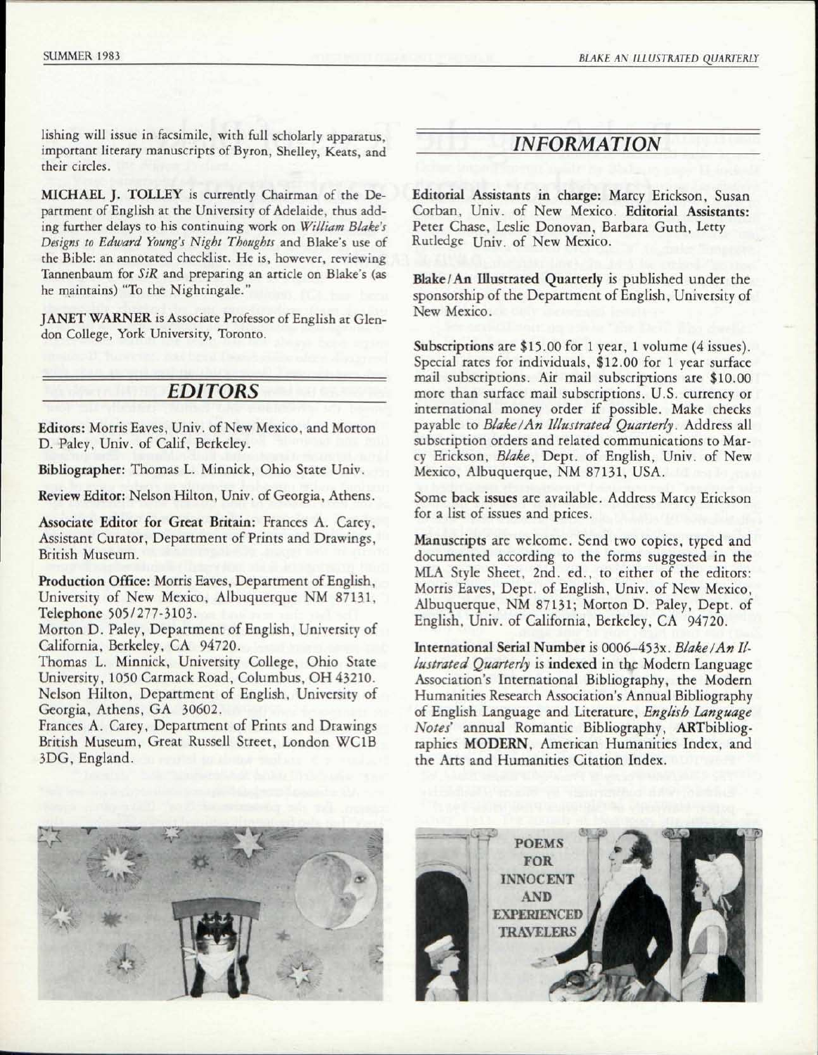lishing will issue in facsimile, with full scholarly apparatus, important literary manuscripts of Byron, Shelley, Keats, and their circles.

**MICHAEL J. TOLLEY** is currently Chairman of the Department of English at the University of Adelaide, thus adding further delays to his continuing work on *William Blake's Designs to Edward Young's Night Thoughts* and Blake's use of the Bible: an annotated checklist. He is, however, reviewing Tannenbaum for *SiR* and preparing an article on Blake's (as he maintains) "To the Nightingale."

**JANET WARNER** is Associate Professor of English at Glendon College, York University, Toronto.

## *EDITORS*

**Editors:** Morris Eaves, Univ. of New Mexico, and Morton D. Paley, Univ. of Calif, Berkeley.

**Bibliographer:** Thomas L. Minnick, Ohio State Univ.

**Review Editor:** Nelson Hilton, Univ. of Georgia, Athens.

**Associate Editor for Great Britain:** Frances A. Carey, Assistant Curator, Department of Prints and Drawings, British Museum.

**Production Office:** Morris Eaves, Department of English, University of New Mexico, Albuquerque NM 87131, Telephone 505/277-3103.

Morton D. Paley, Department of English, University of California, Berkeley, CA 94720.

Thomas L. Minnick, University College, Ohio State University, 1050 Carmack Road, Columbus, OH 43210.

Nelson Hilton, Department of English, University of Georgia, Athens, GA 30602.

Frances A. Carey, Department of Prints and Drawings British Museum, Great Russell Street, London WC1B 3DG, England.

## *INFORMATION*

**Editorial Assistants in charge:** Marcy Erickson, Susan Corban, Univ. of New Mexico. **Editorial Assistants:** Peter Chase, Leslie Donovan, Barbara Guth, Letty Rutledge Univ. of New Mexico.

**Blake/An Illustrated Quarterly** is published under the sponsorship of the Department of English, University of New Mexico.

**Subscriptions** are $15.00 for 1 year, 1 volume (4 issues). Special rates for individuals, $12.00 for 1 year surface mail subscriptions. Air mail subscriptions are $10.00 more than surface mail subscriptions. U.S. currency or international money order if possible. Make checks payable to *Blake/An Illustrated Quarterly*. Address all subscription orders and related communications to Marcy Erickson, *Blake*, Dept. of English, Univ. of New Mexico, Albuquerque, NM 87131, USA.

Some **back issues** are available. Address Marcy Erickson for a list of issues and prices.

**Manuscripts** are welcome. Send two copies, typed and documented according to the forms suggested in the MLA Style Sheet, 2nd. ed., to either of the editors: Morris Eaves, Dept. of English, Univ. of New Mexico, Albuquerque, NM 87131; Morton D. Paley, Dept. of English, Univ. of California, Berkeley, CA 94720.

**International Serial Number** is 0006-453x. *Blake/An Illustrated Quarterly* is indexed in the Modern Language Association's International Bibliography, the Modern Humanities Research Association's Annual Bibliography of English Language and Literature, *English Language Notes'* annual Romantic Bibliography, ARTbibliographies **MODERN**, American Humanities Index, and the Arts and Humanities Citation Index.

POEMS FOR INNOCENT AND EXPERIENCED TRAVELERS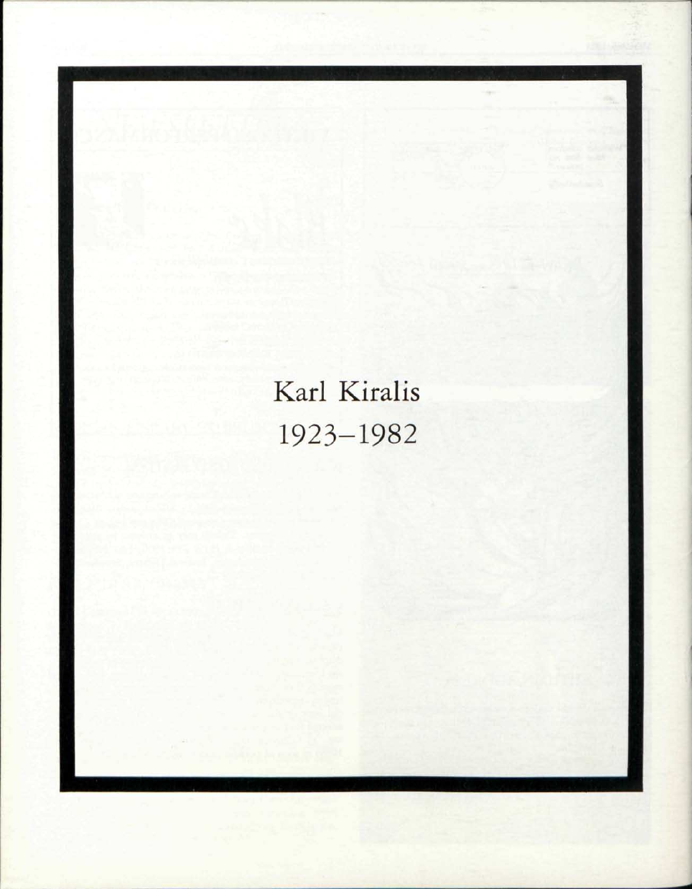Karl Kiralis

1923–1982